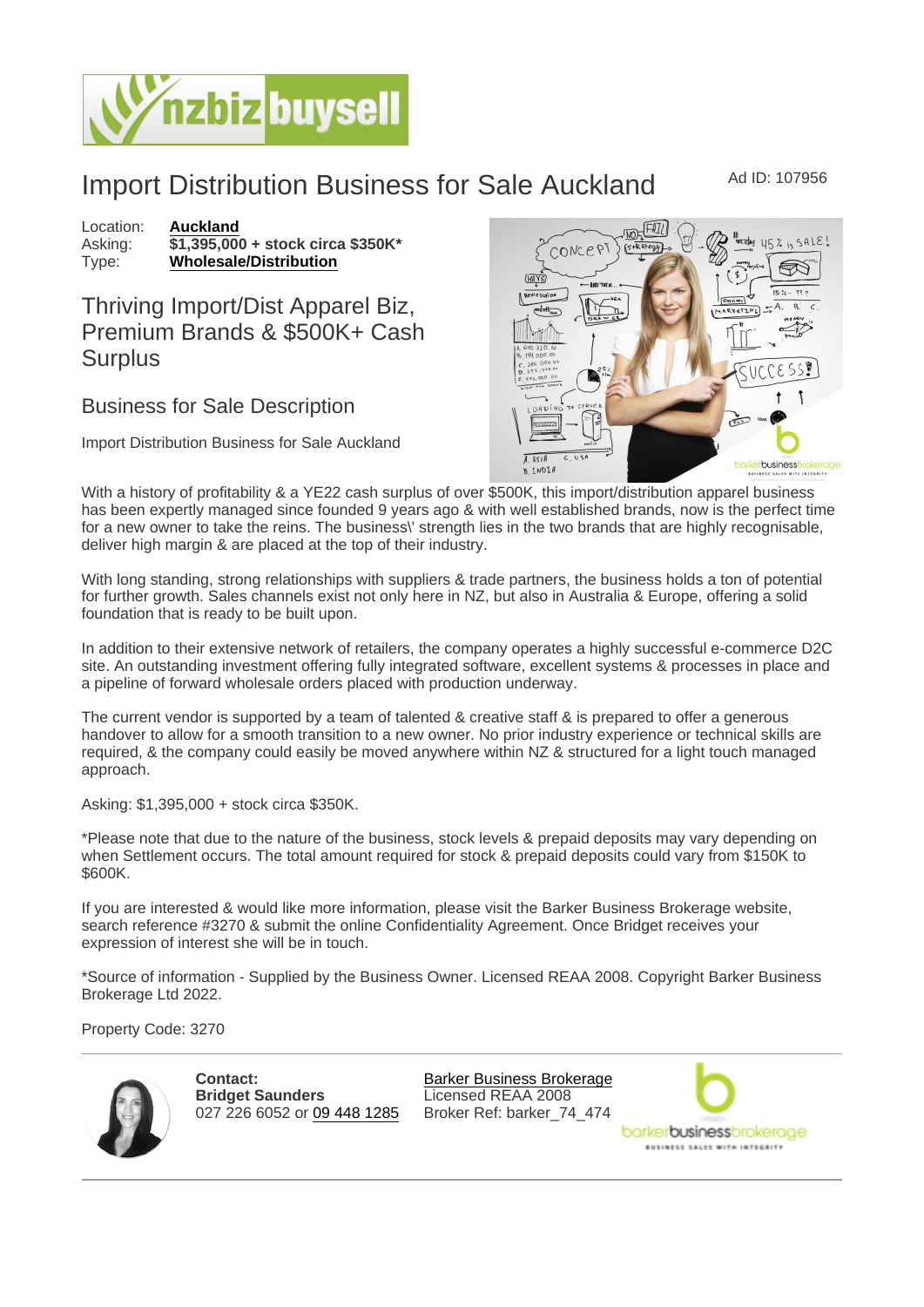# Import Distribution Business for Sale Auckland

Ad ID: 107956

Location: **Auckland**
Asking: **$1,395,000 + stock circa $350K***
Type: **Wholesale/Distribution**

## Thriving Import/Dist Apparel Biz, Premium Brands & $500K+ Cash Surplus

### Business for Sale Description

Import Distribution Business for Sale Auckland

With a history of profitability & a YE22 cash surplus of over $500K, this import/distribution apparel business has been expertly managed since founded 9 years ago & with well established brands, now is the perfect time for a new owner to take the reins. The business\' strength lies in the two brands that are highly recognisable, deliver high margin & are placed at the top of their industry.

With long standing, strong relationships with suppliers & trade partners, the business holds a ton of potential for further growth. Sales channels exist not only here in NZ, but also in Australia & Europe, offering a solid foundation that is ready to be built upon.

In addition to their extensive network of retailers, the company operates a highly successful e-commerce D2C site. An outstanding investment offering fully integrated software, excellent systems & processes in place and a pipeline of forward wholesale orders placed with production underway.

The current vendor is supported by a team of talented & creative staff & is prepared to offer a generous handover to allow for a smooth transition to a new owner. No prior industry experience or technical skills are required, & the company could easily be moved anywhere within NZ & structured for a light touch managed approach.

Asking: $1,395,000 + stock circa $350K.

*Please note that due to the nature of the business, stock levels & prepaid deposits may vary depending on when Settlement occurs. The total amount required for stock & prepaid deposits could vary from $150K to $600K.

If you are interested & would like more information, please visit the Barker Business Brokerage website, search reference #3270 & submit the online Confidentiality Agreement. Once Bridget receives your expression of interest she will be in touch.

*Source of information - Supplied by the Business Owner. Licensed REAA 2008. Copyright Barker Business Brokerage Ltd 2022.

Property Code: 3270

**Contact:**
**Bridget Saunders**
027 226 6052 or 09 448 1285

Barker Business Brokerage
Licensed REAA 2008
Broker Ref: barker_74_474